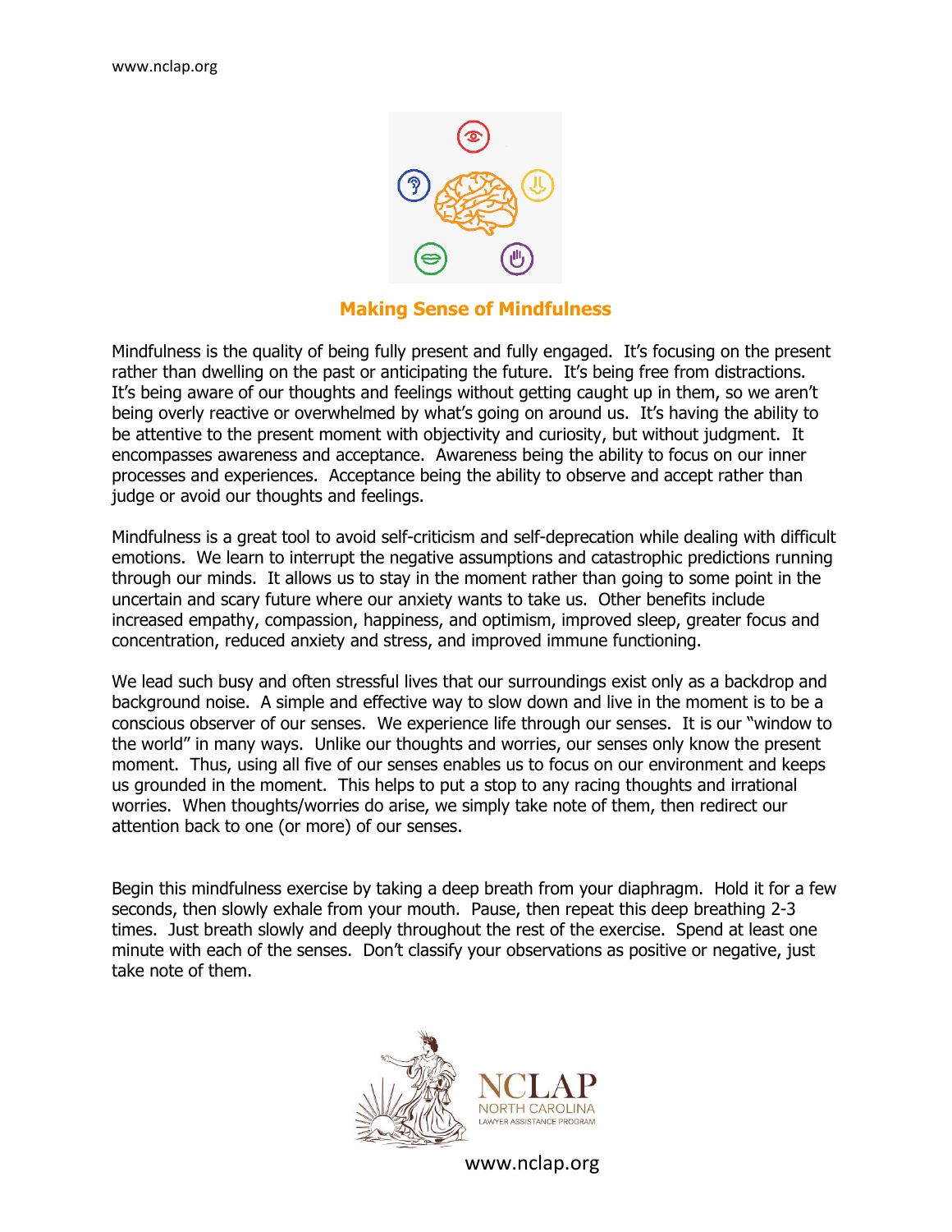## Making Sense of Mindfulness

Mindfulness is the quality of being fully present and fully engaged. It's focusing on the present rather than dwelling on the past or anticipating the future. It's being free from distractions. It's being aware of our thoughts and feelings without getting caught up in them, so we aren't being overly reactive or overwhelmed by what's going on around us. It's having the ability to be attentive to the present moment with objectivity and curiosity, but without judgment. It encompasses awareness and acceptance. Awareness being the ability to focus on our inner processes and experiences. Acceptance being the ability to observe and accept rather than judge or avoid our thoughts and feelings.

Mindfulness is a great tool to avoid self-criticism and self-deprecation while dealing with difficult emotions. We learn to interrupt the negative assumptions and catastrophic predictions running through our minds. It allows us to stay in the moment rather than going to some point in the uncertain and scary future where our anxiety wants to take us. Other benefits include increased empathy, compassion, happiness, and optimism, improved sleep, greater focus and concentration, reduced anxiety and stress, and improved immune functioning.

We lead such busy and often stressful lives that our surroundings exist only as a backdrop and background noise. A simple and effective way to slow down and live in the moment is to be a conscious observer of our senses. We experience life through our senses. It is our "window to the world" in many ways. Unlike our thoughts and worries, our senses only know the present moment. Thus, using all five of our senses enables us to focus on our environment and keeps us grounded in the moment. This helps to put a stop to any racing thoughts and irrational worries. When thoughts/worries do arise, we simply take note of them, then redirect our attention back to one (or more) of our senses.

Begin this mindfulness exercise by taking a deep breath from your diaphragm. Hold it for a few seconds, then slowly exhale from your mouth. Pause, then repeat this deep breathing 2-3 times. Just breath slowly and deeply throughout the rest of the exercise. Spend at least one minute with each of the senses. Don't classify your observations as positive or negative, just take note of them.

NCLAP
NORTH CAROLINA
LAWYER ASSISTANCE PROGRAM

www.nclap.org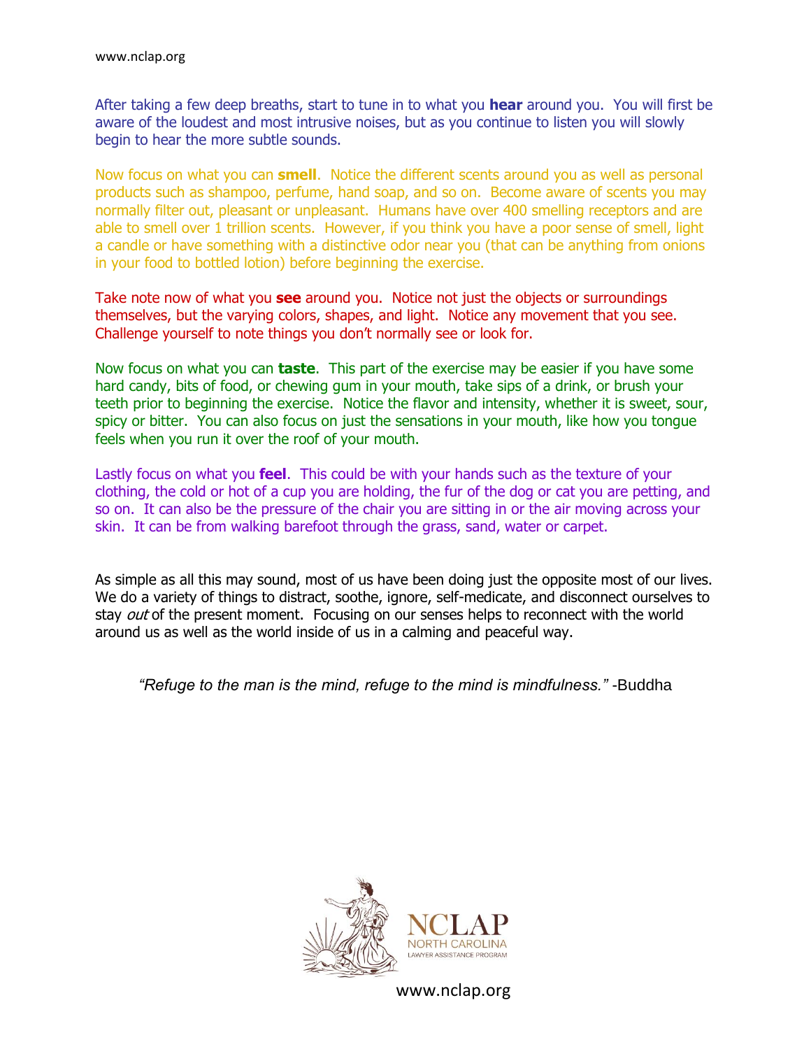After taking a few deep breaths, start to tune in to what you **hear** around you. You will first be aware of the loudest and most intrusive noises, but as you continue to listen you will slowly begin to hear the more subtle sounds.

Now focus on what you can **smell**. Notice the different scents around you as well as personal products such as shampoo, perfume, hand soap, and so on. Become aware of scents you may normally filter out, pleasant or unpleasant. Humans have over 400 smelling receptors and are able to smell over 1 trillion scents. However, if you think you have a poor sense of smell, light a candle or have something with a distinctive odor near you (that can be anything from onions in your food to bottled lotion) before beginning the exercise.

Take note now of what you **see** around you. Notice not just the objects or surroundings themselves, but the varying colors, shapes, and light. Notice any movement that you see. Challenge yourself to note things you don't normally see or look for.

Now focus on what you can **taste**. This part of the exercise may be easier if you have some hard candy, bits of food, or chewing gum in your mouth, take sips of a drink, or brush your teeth prior to beginning the exercise. Notice the flavor and intensity, whether it is sweet, sour, spicy or bitter. You can also focus on just the sensations in your mouth, like how you tongue feels when you run it over the roof of your mouth.

Lastly focus on what you **feel**. This could be with your hands such as the texture of your clothing, the cold or hot of a cup you are holding, the fur of the dog or cat you are petting, and so on. It can also be the pressure of the chair you are sitting in or the air moving across your skin. It can be from walking barefoot through the grass, sand, water or carpet.

As simple as all this may sound, most of us have been doing just the opposite most of our lives. We do a variety of things to distract, soothe, ignore, self-medicate, and disconnect ourselves to stay *out* of the present moment. Focusing on our senses helps to reconnect with the world around us as well as the world inside of us in a calming and peaceful way.

*"Refuge to the man is the mind, refuge to the mind is mindfulness."* -Buddha

NCLAP
NORTH CAROLINA
LAWYER ASSISTANCE PROGRAM

www.nclap.org